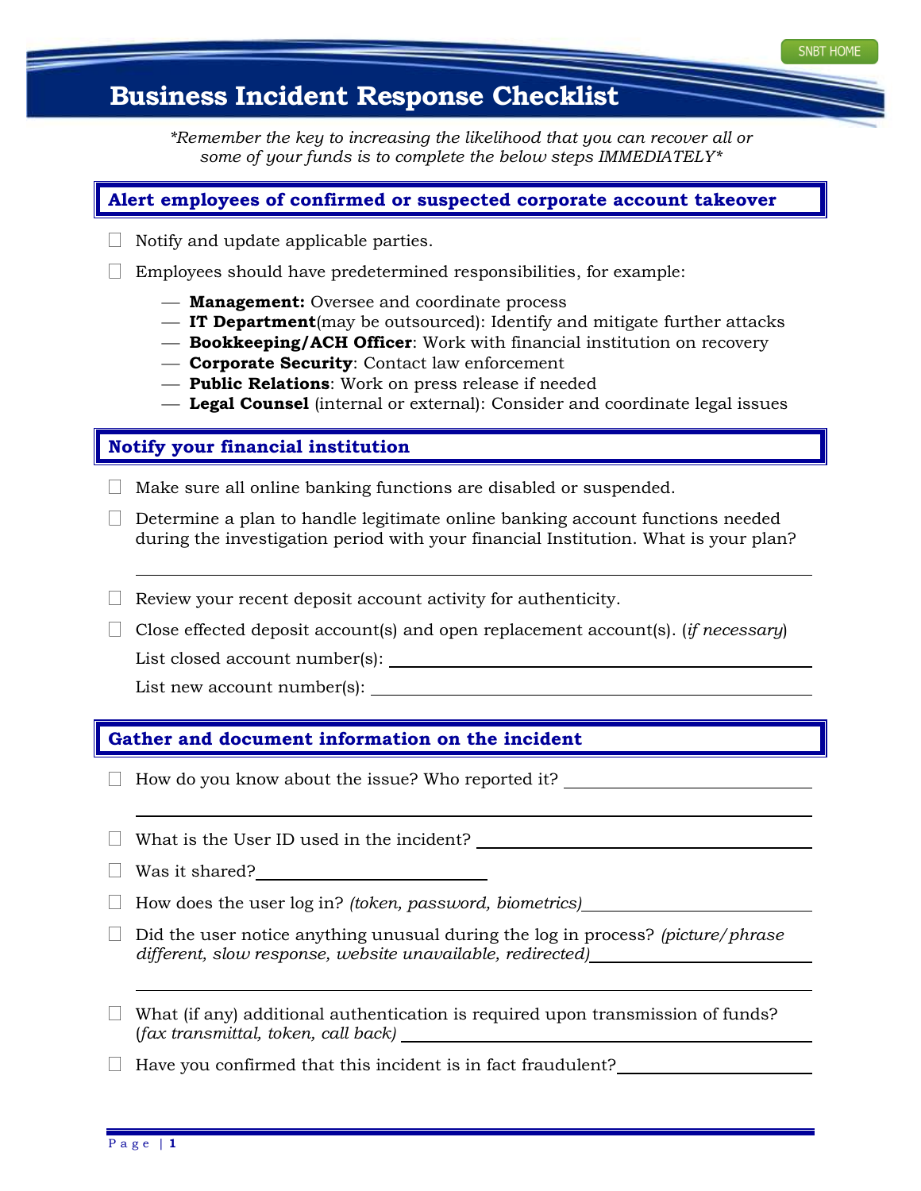# Business Incident Response Checklist

*\*Remember the key to increasing the likelihood that you can recover all or some of your funds is to complete the below steps IMMEDIATELY\**

## Alert employees of confirmed or suspected corporate account takeover

- ☐ Notify and update applicable parties.
- ☐ Employees should have predetermined responsibilities, for example:
  - **Management:** Oversee and coordinate process
  - **IT Department**(may be outsourced): Identify and mitigate further attacks
  - **Bookkeeping/ACH Officer**: Work with financial institution on recovery
  - **Corporate Security**: Contact law enforcement
  - **Public Relations**: Work on press release if needed
  - **Legal Counsel** (internal or external): Consider and coordinate legal issues

## Notify your financial institution

- ☐ Make sure all online banking functions are disabled or suspended.
- ☐ Determine a plan to handle legitimate online banking account functions needed during the investigation period with your financial Institution. What is your plan?

  ______________________________________________________________

- ☐ Review your recent deposit account activity for authenticity.
- ☐ Close effected deposit account(s) and open replacement account(s). (*if necessary*)

  List closed account number(s): ______________________________

  List new account number(s): ______________________________

## Gather and document information on the incident

- ☐ How do you know about the issue? Who reported it? ______________________________

  ______________________________________________________________

- ☐ What is the User ID used in the incident? ______________________________
- ☐ Was it shared? ______________________________
- ☐ How does the user log in? *(token, password, biometrics)* ______________________________
- ☐ Did the user notice anything unusual during the log in process? *(picture/phrase different, slow response, website unavailable, redirected)* ______________________________

  ______________________________________________________________

- ☐ What (if any) additional authentication is required upon transmission of funds? (*fax transmittal, token, call back)* ______________________________
- ☐ Have you confirmed that this incident is in fact fraudulent? ______________________________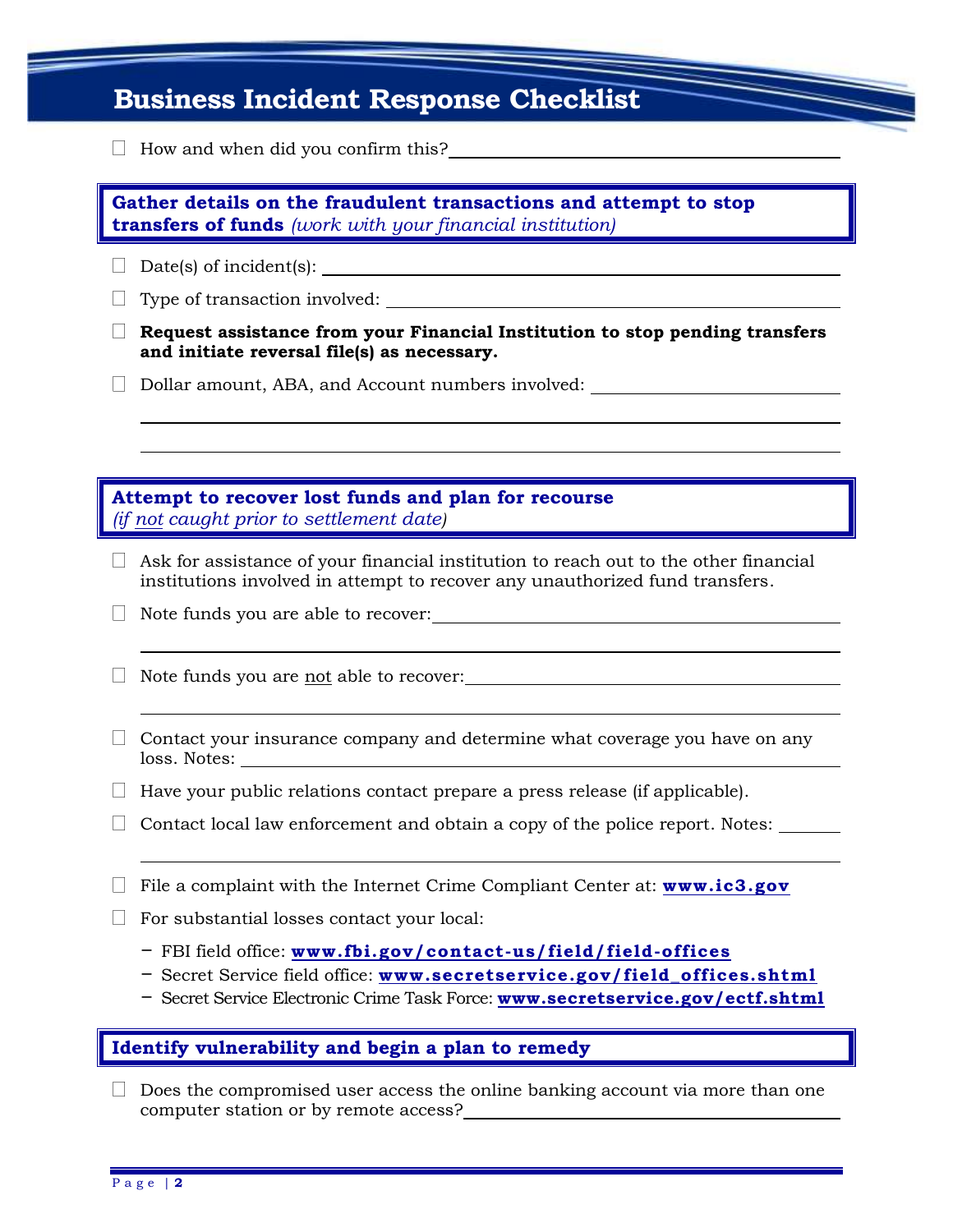# Business Incident Response Checklist

- ☐ How and when did you confirm this? ______________________________

## Gather details on the fraudulent transactions and attempt to stop transfers of funds *(work with your financial institution)*

- ☐ Date(s) of incident(s): ______________________________
- ☐ Type of transaction involved: ______________________________
- ☐ **Request assistance from your Financial Institution to stop pending transfers and initiate reversal file(s) as necessary.**
- ☐ Dollar amount, ABA, and Account numbers involved: ______________________________

## Attempt to recover lost funds and plan for recourse *(if not caught prior to settlement date)*

- ☐ Ask for assistance of your financial institution to reach out to the other financial institutions involved in attempt to recover any unauthorized fund transfers.
- ☐ Note funds you are able to recover: ______________________________
- ☐ Note funds you are not able to recover: ______________________________
- ☐ Contact your insurance company and determine what coverage you have on any loss. Notes: ______________________________
- ☐ Have your public relations contact prepare a press release (if applicable).
- ☐ Contact local law enforcement and obtain a copy of the police report. Notes: ______________________________
- ☐ File a complaint with the Internet Crime Compliant Center at: **www.ic3.gov**
- ☐ For substantial losses contact your local:
  - FBI field office: **www.fbi.gov/contact-us/field/field-offices**
  - Secret Service field office: **www.secretservice.gov/field_offices.shtml**
  - Secret Service Electronic Crime Task Force: **www.secretservice.gov/ectf.shtml**

## Identify vulnerability and begin a plan to remedy

- ☐ Does the compromised user access the online banking account via more than one computer station or by remote access? ______________________________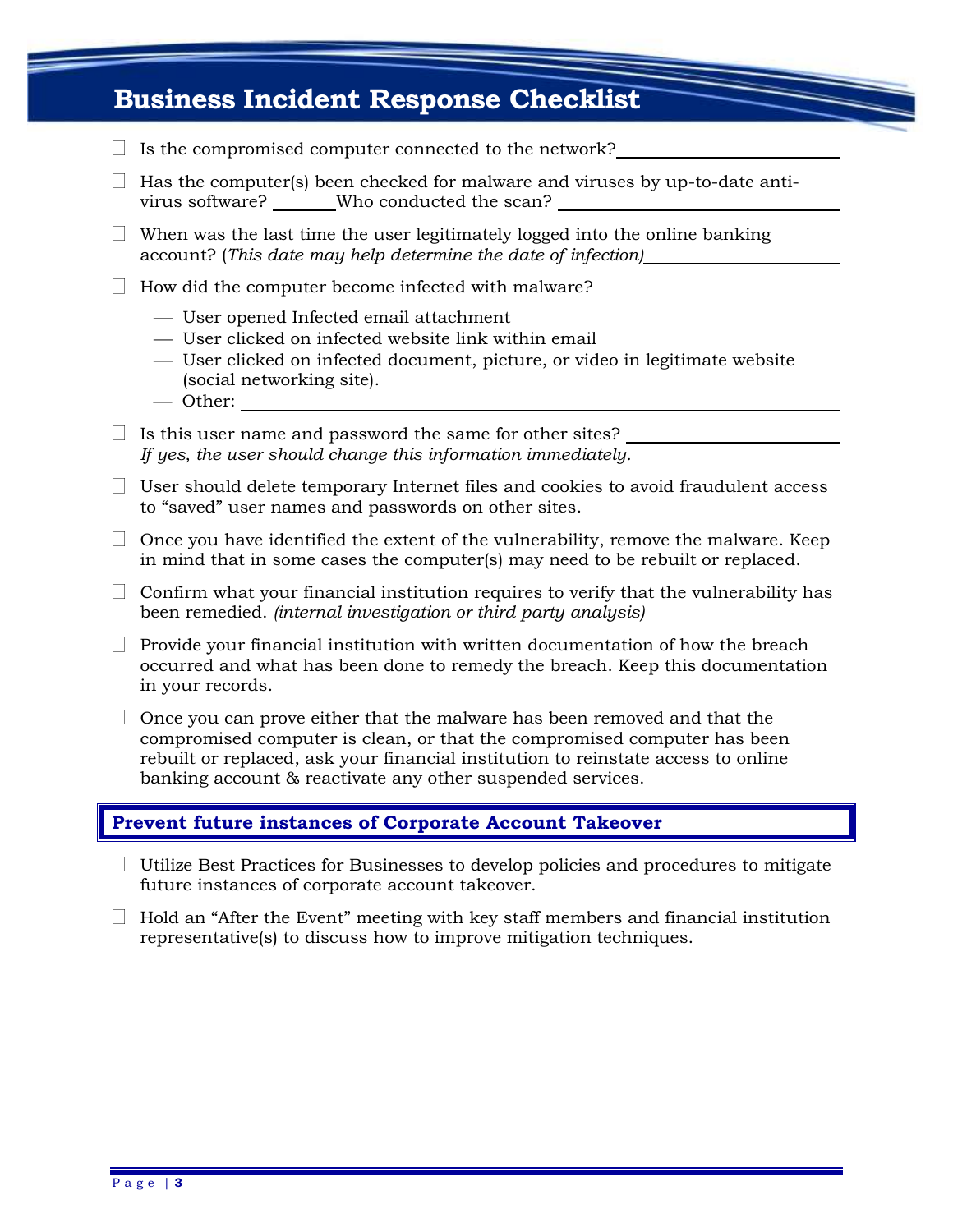# Business Incident Response Checklist

- ☐ Is the compromised computer connected to the network? ______________________
- ☐ Has the computer(s) been checked for malware and viruses by up-to-date anti-virus software? _______ Who conducted the scan? ______________________
- ☐ When was the last time the user legitimately logged into the online banking account? (*This date may help determine the date of infection)* ______________________
- ☐ How did the computer become infected with malware?
  - User opened Infected email attachment
  - User clicked on infected website link within email
  - User clicked on infected document, picture, or video in legitimate website (social networking site).
  - Other: ______________________
- ☐ Is this user name and password the same for other sites? ______________________
  *If yes, the user should change this information immediately.*
- ☐ User should delete temporary Internet files and cookies to avoid fraudulent access to "saved" user names and passwords on other sites.
- ☐ Once you have identified the extent of the vulnerability, remove the malware. Keep in mind that in some cases the computer(s) may need to be rebuilt or replaced.
- ☐ Confirm what your financial institution requires to verify that the vulnerability has been remedied. *(internal investigation or third party analysis)*
- ☐ Provide your financial institution with written documentation of how the breach occurred and what has been done to remedy the breach. Keep this documentation in your records.
- ☐ Once you can prove either that the malware has been removed and that the compromised computer is clean, or that the compromised computer has been rebuilt or replaced, ask your financial institution to reinstate access to online banking account & reactivate any other suspended services.

## Prevent future instances of Corporate Account Takeover

- ☐ Utilize Best Practices for Businesses to develop policies and procedures to mitigate future instances of corporate account takeover.
- ☐ Hold an "After the Event" meeting with key staff members and financial institution representative(s) to discuss how to improve mitigation techniques.